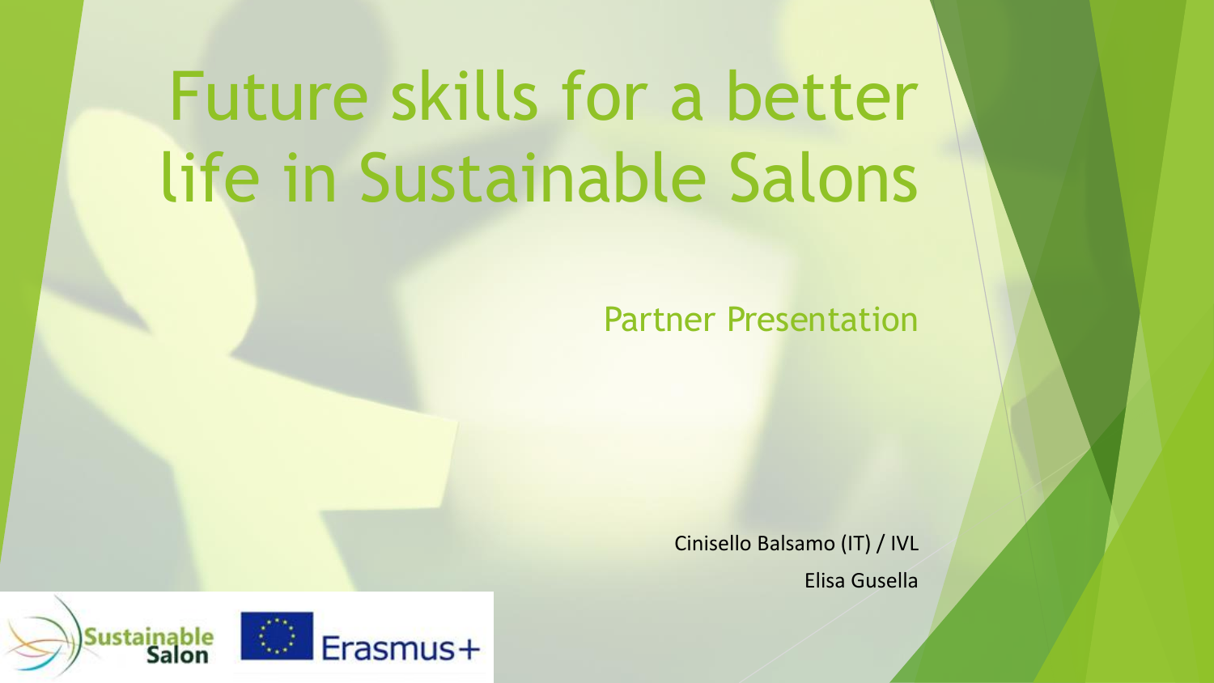# Future skills for a better life in Sustainable Salons

## Partner Presentation

Cinisello Balsamo (IT) / IVL

Elisa Gusella

Sustainable Salon

Erasmus+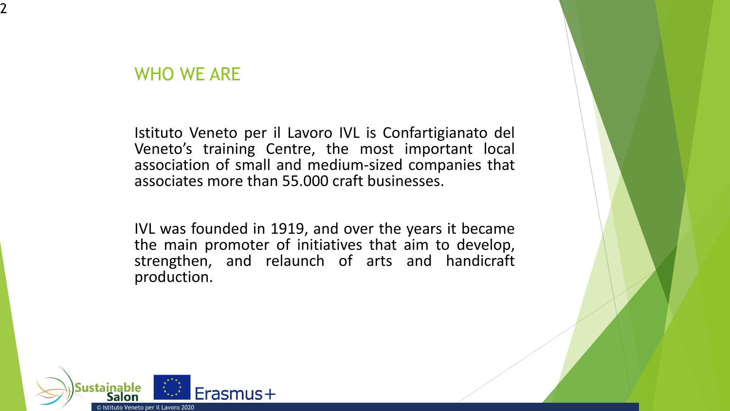## WHO WE ARE

Istituto Veneto per il Lavoro IVL is Confartigianato del Veneto's training Centre, the most important local association of small and medium-sized companies that associates more than 55.000 craft businesses.

IVL was founded in 1919, and over the years it became the main promoter of initiatives that aim to develop, strengthen, and relaunch of arts and handicraft production.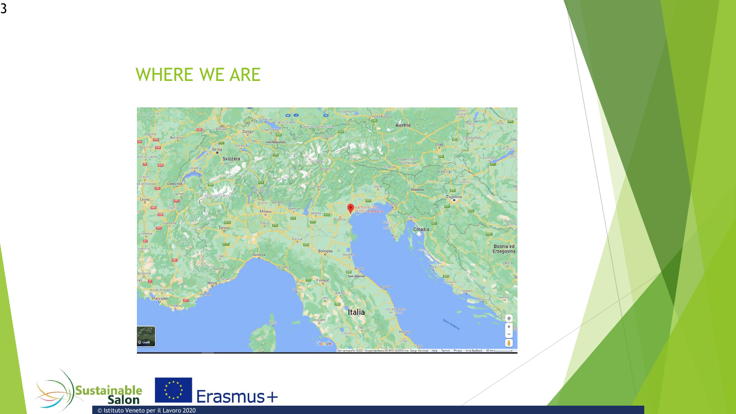# WHERE WE ARE

© Istituto Veneto per il Lavoro 2020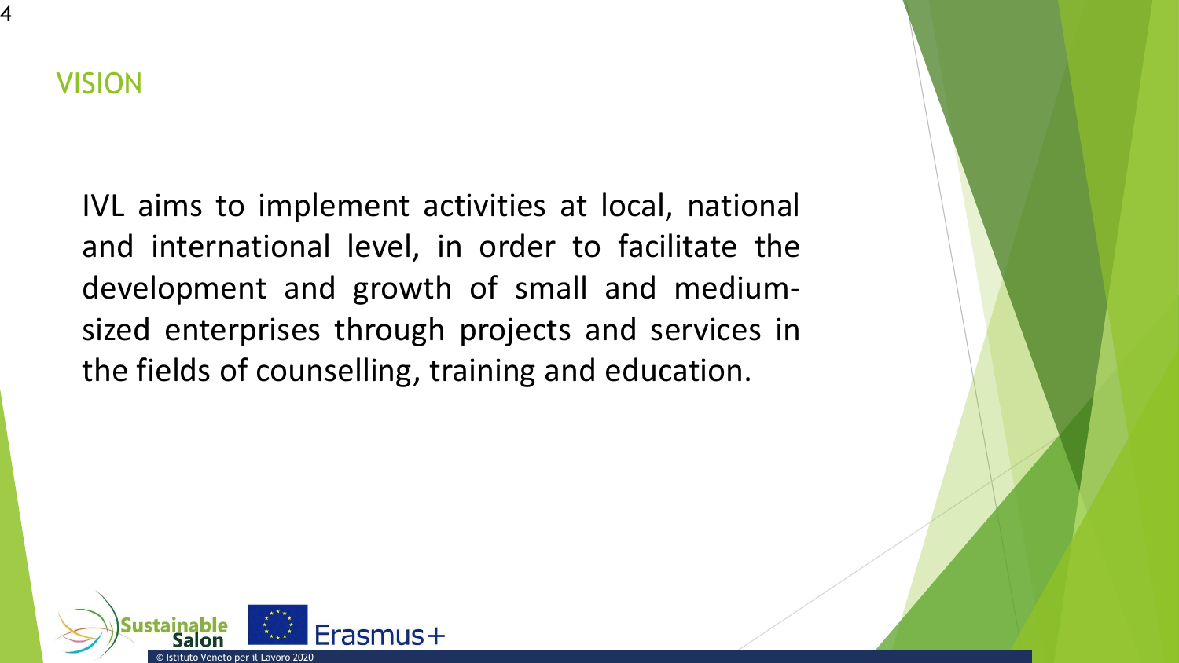## VISION

IVL aims to implement activities at local, national and international level, in order to facilitate the development and growth of small and medium-sized enterprises through projects and services in the fields of counselling, training and education.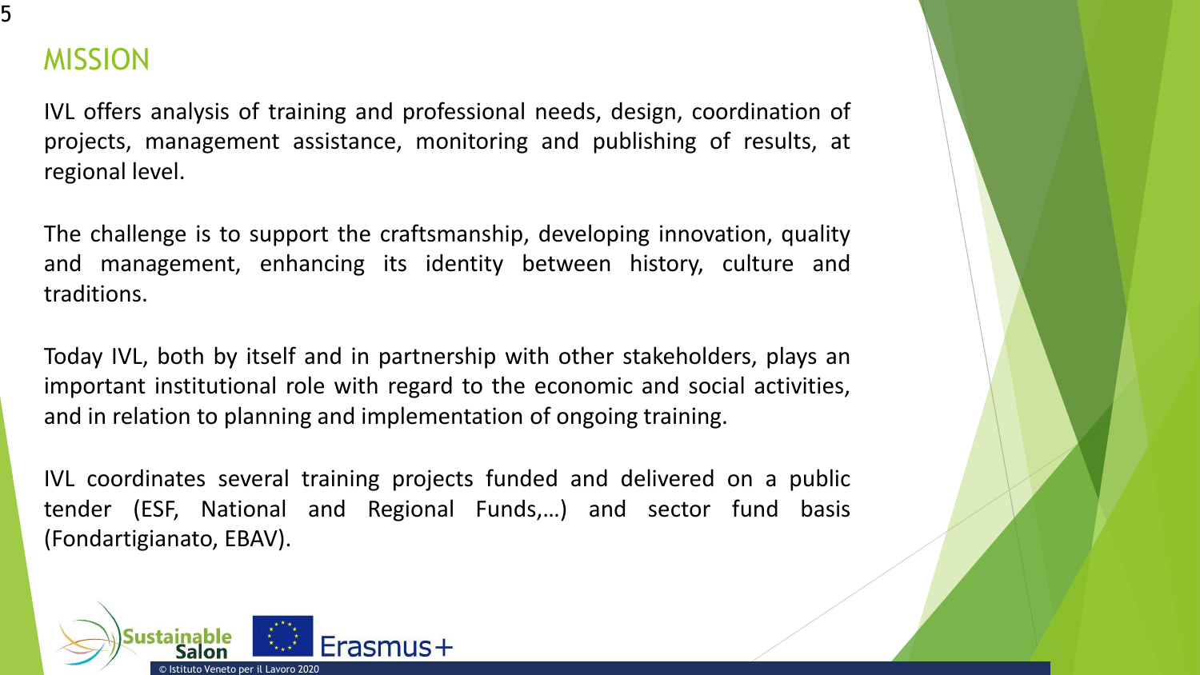# MISSION

IVL offers analysis of training and professional needs, design, coordination of projects, management assistance, monitoring and publishing of results, at regional level.

The challenge is to support the craftsmanship, developing innovation, quality and management, enhancing its identity between history, culture and traditions.

Today IVL, both by itself and in partnership with other stakeholders, plays an important institutional role with regard to the economic and social activities, and in relation to planning and implementation of ongoing training.

IVL coordinates several training projects funded and delivered on a public tender (ESF, National and Regional Funds,…) and sector fund basis (Fondartigianato, EBAV).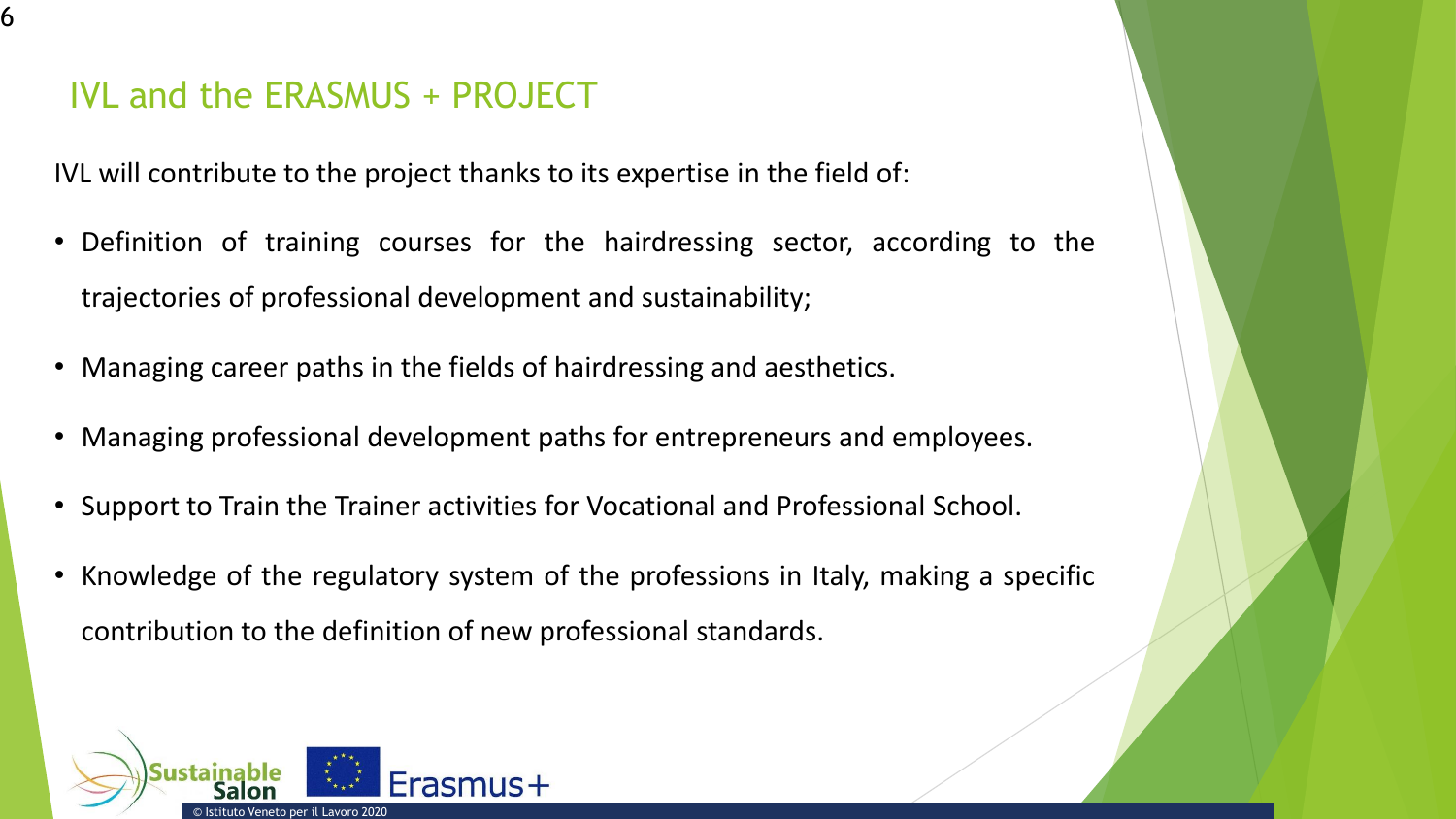## IVL and the ERASMUS + PROJECT

IVL will contribute to the project thanks to its expertise in the field of:

- Definition of training courses for the hairdressing sector, according to the trajectories of professional development and sustainability;
- Managing career paths in the fields of hairdressing and aesthetics.
- Managing professional development paths for entrepreneurs and employees.
- Support to Train the Trainer activities for Vocational and Professional School.
- Knowledge of the regulatory system of the professions in Italy, making a specific contribution to the definition of new professional standards.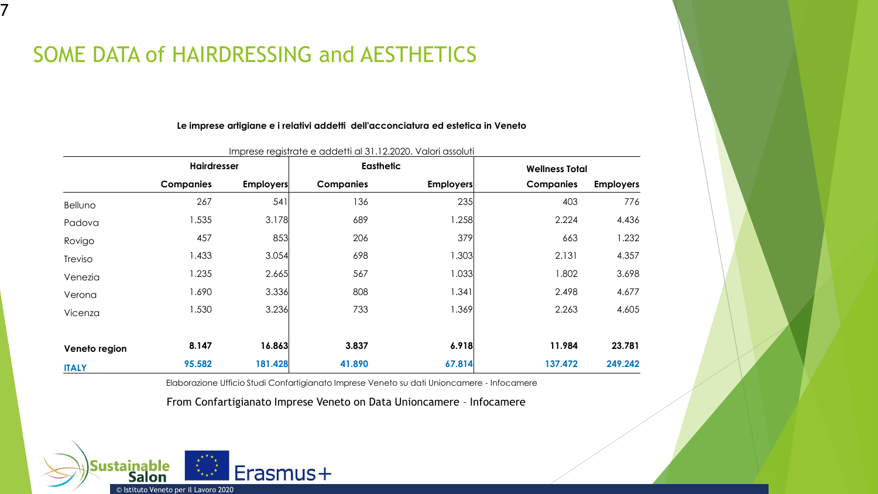# SOME DATA of HAIRDRESSING and AESTHETICS

**Le imprese artigiane e i relativi addetti dell'acconciatura ed estetica in Veneto**

Imprese registrate e addetti al 31.12.2020. Valori assoluti

| | Hairdresser | | Easthetic | | Wellness Total | |
|---|---|---|---|---|---|---|
| | **Companies** | **Employers** | **Companies** | **Employers** | **Companies** | **Employers** |
| Belluno | 267 | 541 | 136 | 235 | 403 | 776 |
| Padova | 1.535 | 3.178 | 689 | 1.258 | 2.224 | 4.436 |
| Rovigo | 457 | 853 | 206 | 379 | 663 | 1.232 |
| Treviso | 1.433 | 3.054 | 698 | 1.303 | 2.131 | 4.357 |
| Venezia | 1.235 | 2.665 | 567 | 1.033 | 1.802 | 3.698 |
| Verona | 1.690 | 3.336 | 808 | 1.341 | 2.498 | 4.677 |
| Vicenza | 1.530 | 3.236 | 733 | 1.369 | 2.263 | 4.605 |
| **Veneto region** | **8.147** | **16.863** | **3.837** | **6.918** | **11.984** | **23.781** |
| **ITALY** | **95.582** | **181.428** | **41.890** | **67.814** | **137.472** | **249.242** |

Elaborazione Ufficio Studi Confartigianato Imprese Veneto su dati Unioncamere - Infocamere

From Confartigianato Imprese Veneto on Data Unioncamere – Infocamere

Sustainable Salon

Erasmus+

© Istituto Veneto per il Lavoro 2020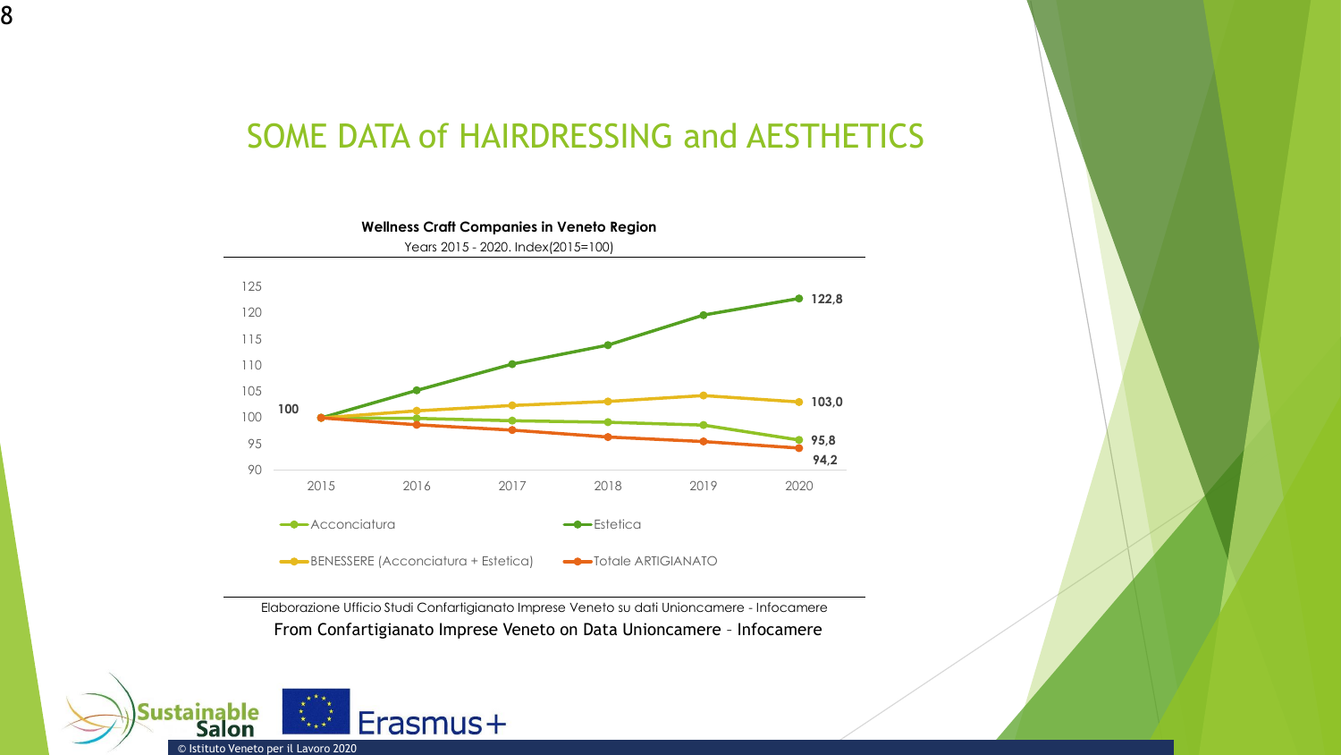# SOME DATA of HAIRDRESSING and AESTHETICS

**Wellness Craft Companies in Veneto Region**

Years 2015 - 2020. Index(2015=100)

| | 2015 | 2020 |
|---|---|---|
| Acconciatura | 100 | 95,8 |
| Estetica | 100 | 122,8 |
| BENESSERE (Acconciatura + Estetica) | 100 | 103,0 |
| Totale ARTIGIANATO | 100 | 94,2 |

Elaborazione Ufficio Studi Confartigianato Imprese Veneto su dati Unioncamere - Infocamere

From Confartigianato Imprese Veneto on Data Unioncamere – Infocamere

© Istituto Veneto per il Lavoro 2020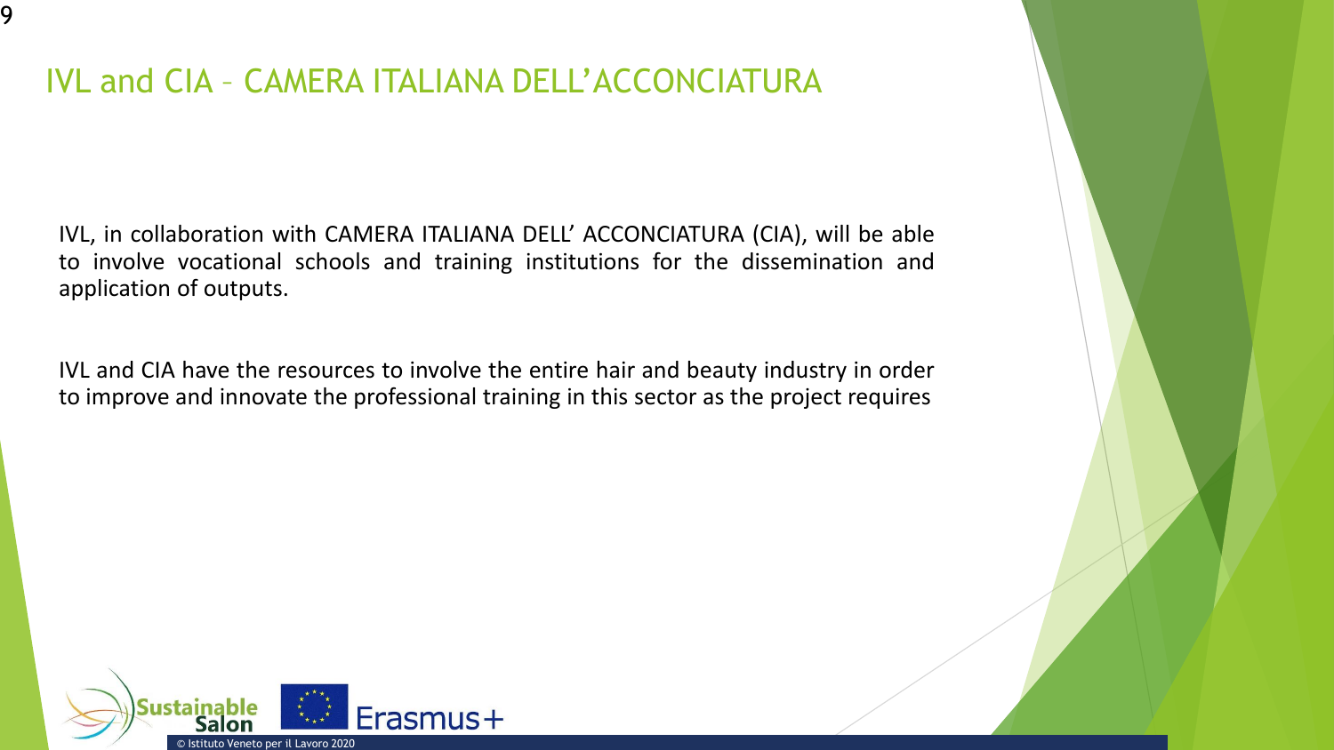# IVL and CIA – CAMERA ITALIANA DELL'ACCONCIATURA

IVL, in collaboration with CAMERA ITALIANA DELL' ACCONCIATURA (CIA), will be able to involve vocational schools and training institutions for the dissemination and application of outputs.

IVL and CIA have the resources to involve the entire hair and beauty industry in order to improve and innovate the professional training in this sector as the project requires

© Istituto Veneto per il Lavoro 2020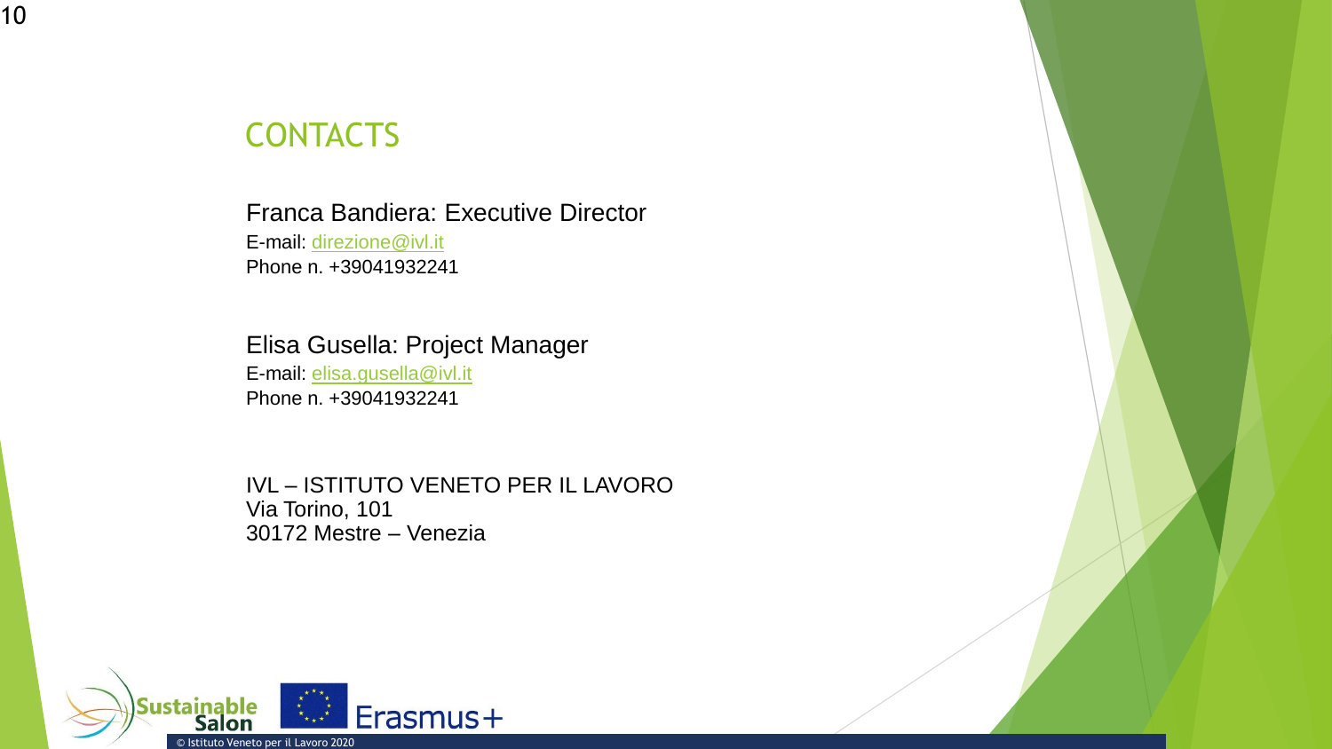## CONTACTS

Franca Bandiera: Executive Director
E-mail: direzione@ivl.it
Phone n. +39041932241

Elisa Gusella: Project Manager
E-mail: elisa.gusella@ivl.it
Phone n. +39041932241

IVL – ISTITUTO VENETO PER IL LAVORO
Via Torino, 101
30172 Mestre – Venezia

Sustainable Salon

Erasmus+

© Istituto Veneto per il Lavoro 2020